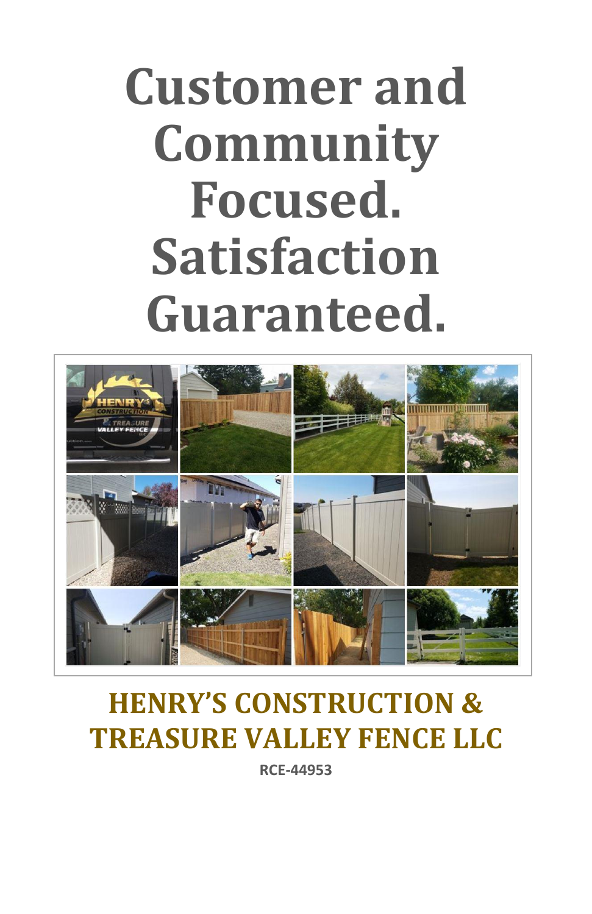# Customer and Community Focused. Satisfaction Guaranteed.

## HENRY'S CONSTRUCTION & TREASURE VALLEY FENCE LLC

**RCE-44953**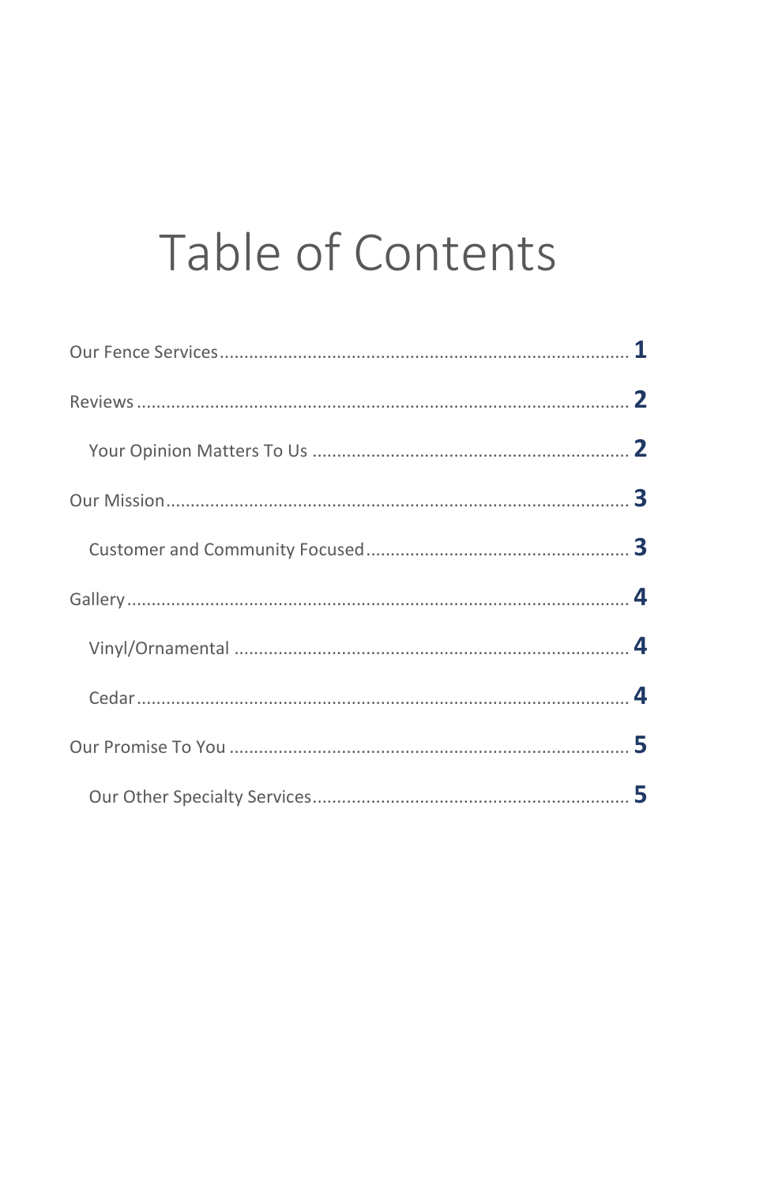# Table of Contents

Our Fence Services .................................................................................... 1

Reviews ....................................................................................................... 2

  Your Opinion Matters To Us ................................................................ 2

Our Mission .................................................................................................. 3

  Customer and Community Focused ...................................................... 3

Gallery ........................................................................................................ 4

  Vinyl/Ornamental ................................................................................. 4

  Cedar .................................................................................................... 4

Our Promise To You ................................................................................... 5

  Our Other Specialty Services ................................................................. 5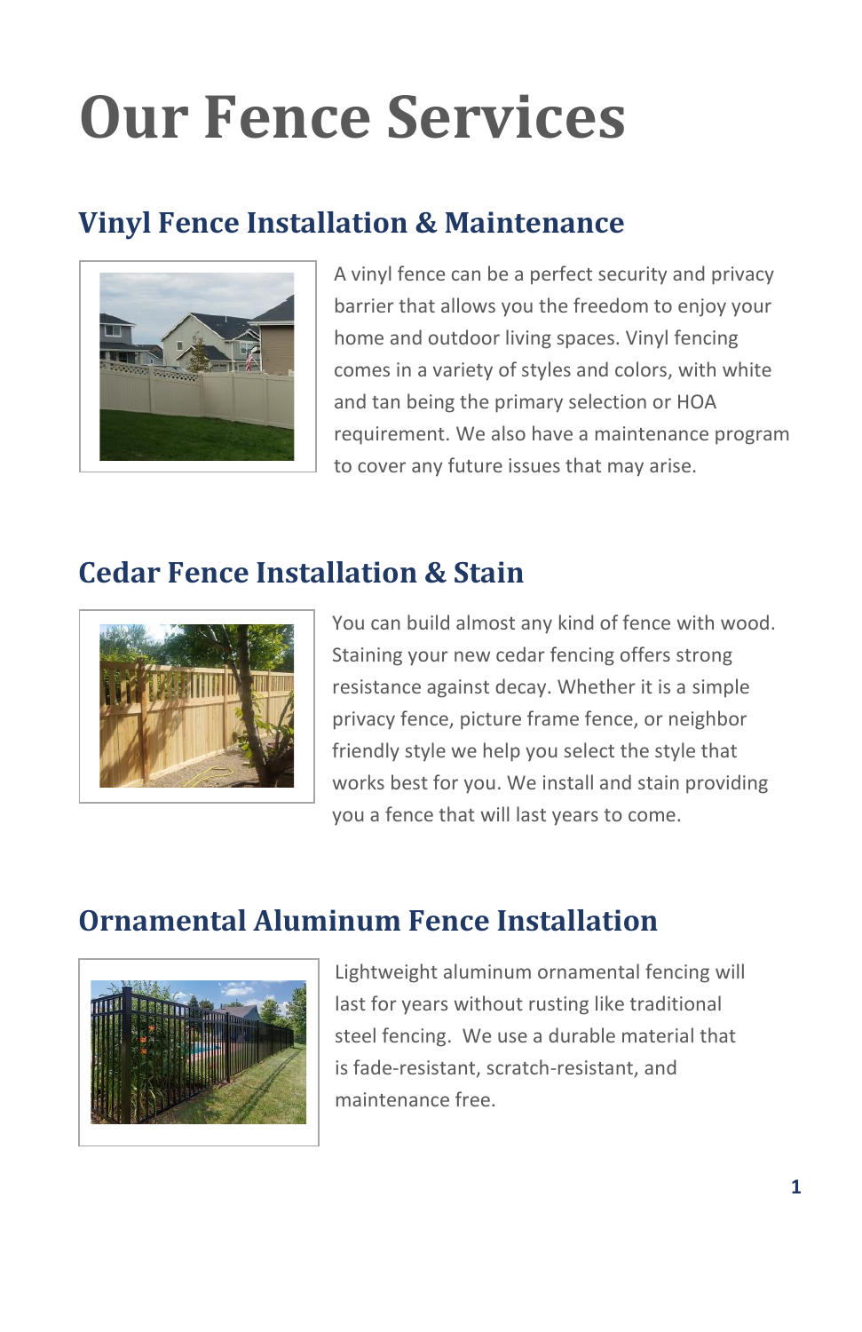# Our Fence Services

## Vinyl Fence Installation & Maintenance

A vinyl fence can be a perfect security and privacy barrier that allows you the freedom to enjoy your home and outdoor living spaces. Vinyl fencing comes in a variety of styles and colors, with white and tan being the primary selection or HOA requirement. We also have a maintenance program to cover any future issues that may arise.

## Cedar Fence Installation & Stain

You can build almost any kind of fence with wood. Staining your new cedar fencing offers strong resistance against decay. Whether it is a simple privacy fence, picture frame fence, or neighbor friendly style we help you select the style that works best for you. We install and stain providing you a fence that will last years to come.

## Ornamental Aluminum Fence Installation

Lightweight aluminum ornamental fencing will last for years without rusting like traditional steel fencing. We use a durable material that is fade-resistant, scratch-resistant, and maintenance free.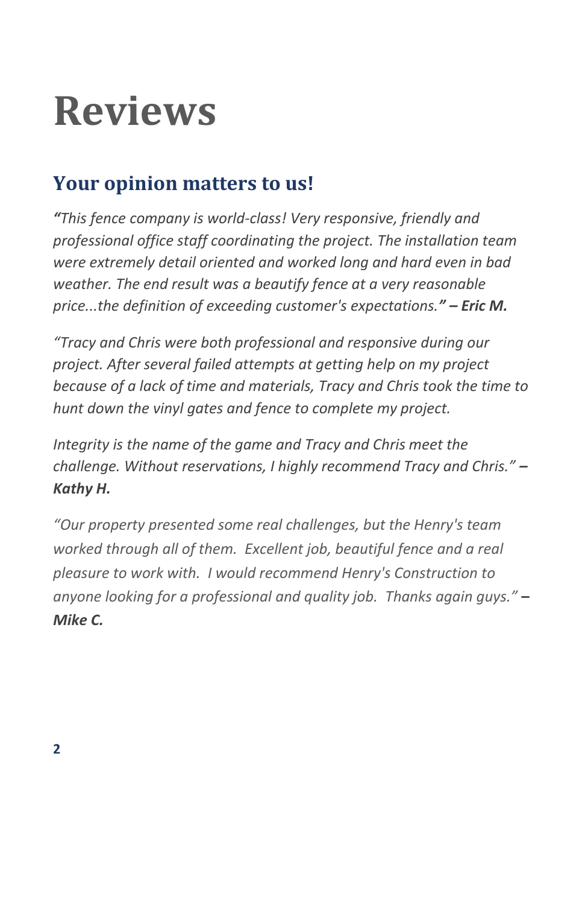# Reviews

## Your opinion matters to us!

*"This fence company is world-class! Very responsive, friendly and professional office staff coordinating the project. The installation team were extremely detail oriented and worked long and hard even in bad weather. The end result was a beautify fence at a very reasonable price...the definition of exceeding customer's expectations.**" – Eric M.***

*"Tracy and Chris were both professional and responsive during our project. After several failed attempts at getting help on my project because of a lack of time and materials, Tracy and Chris took the time to hunt down the vinyl gates and fence to complete my project.*

*Integrity is the name of the game and Tracy and Chris meet the challenge. Without reservations, I highly recommend Tracy and Chris." **– Kathy H.***

*"Our property presented some real challenges, but the Henry's team worked through all of them. Excellent job, beautiful fence and a real pleasure to work with. I would recommend Henry's Construction to anyone looking for a professional and quality job. Thanks again guys." **– Mike C.***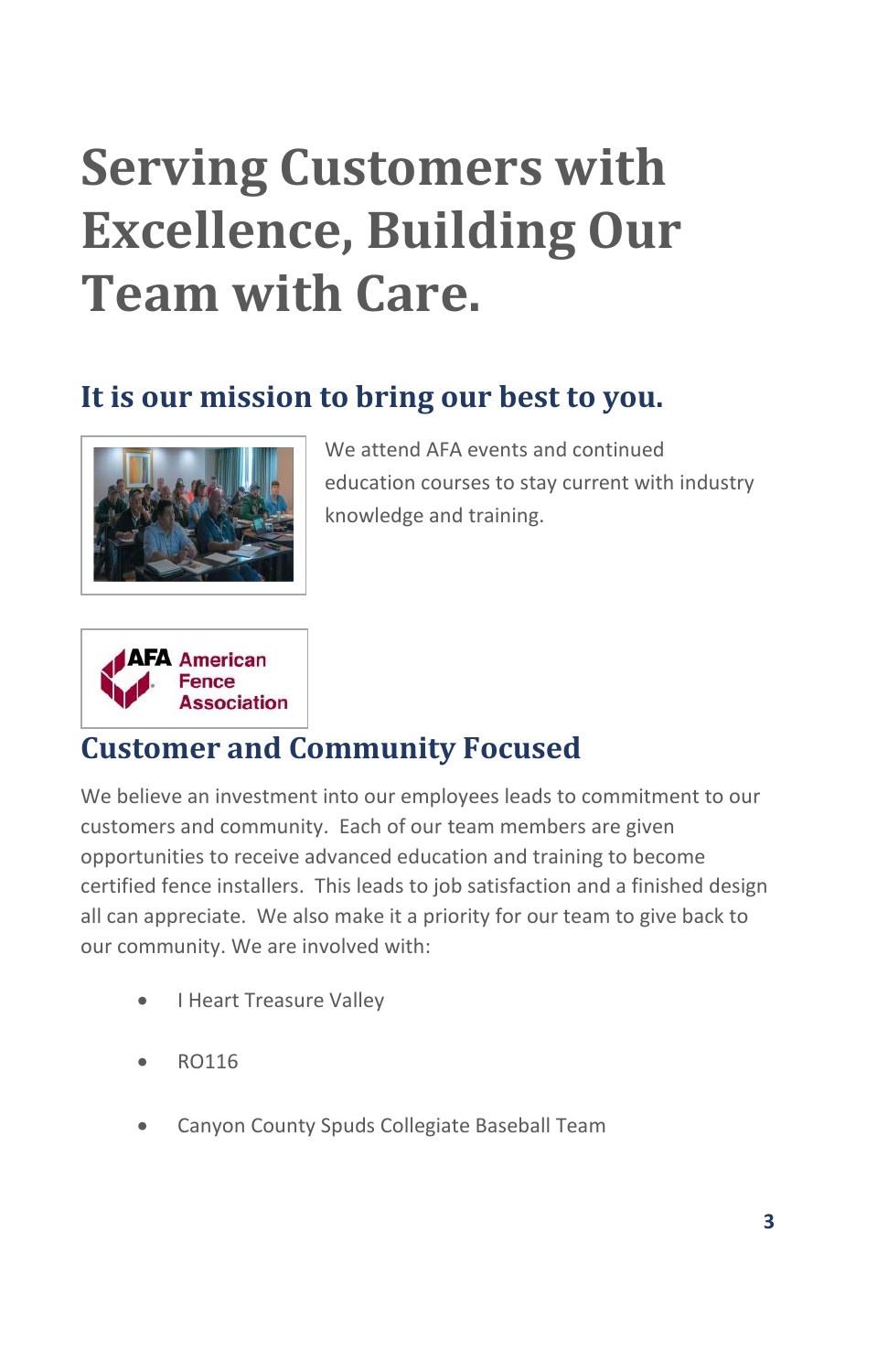# Serving Customers with Excellence, Building Our Team with Care.

## It is our mission to bring our best to you.

We attend AFA events and continued education courses to stay current with industry knowledge and training.

## Customer and Community Focused

We believe an investment into our employees leads to commitment to our customers and community. Each of our team members are given opportunities to receive advanced education and training to become certified fence installers. This leads to job satisfaction and a finished design all can appreciate. We also make it a priority for our team to give back to our community. We are involved with:

- I Heart Treasure Valley
- RO116
- Canyon County Spuds Collegiate Baseball Team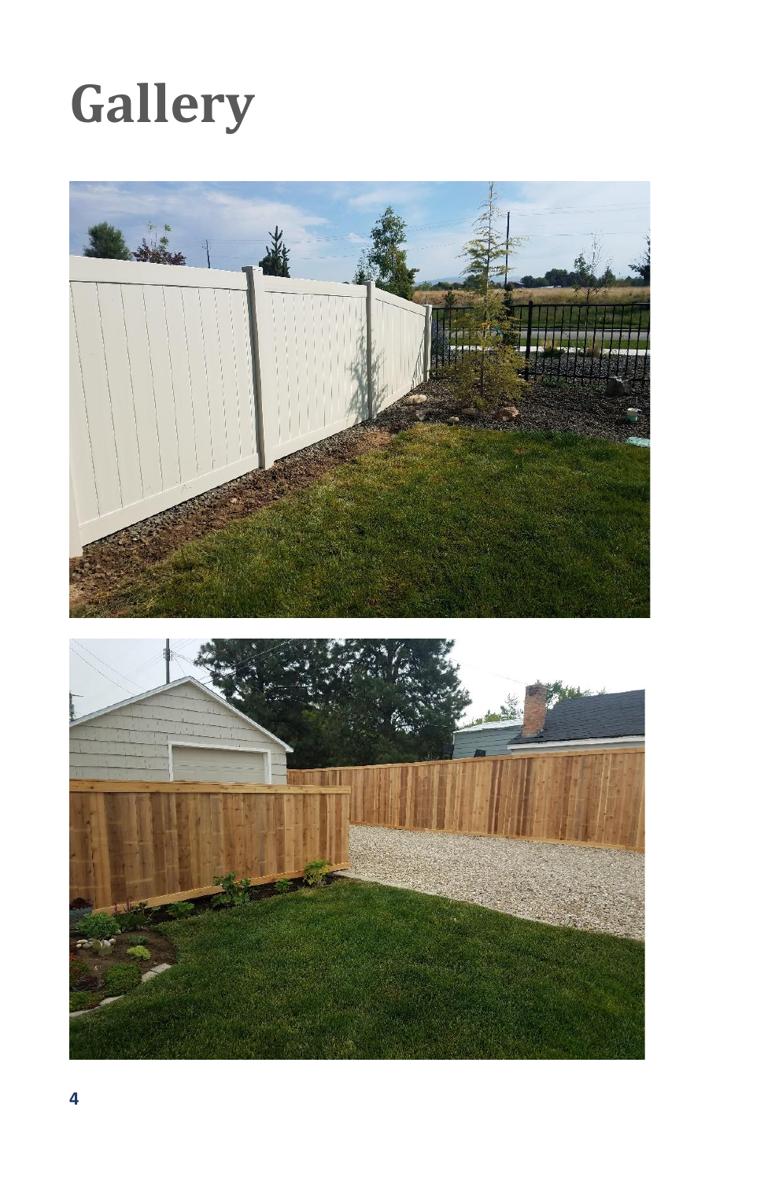# Gallery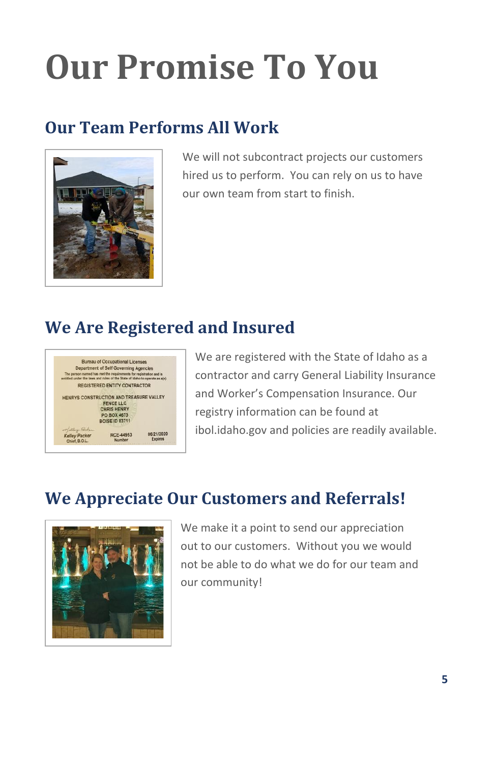# Our Promise To You

## Our Team Performs All Work

We will not subcontract projects our customers hired us to perform. You can rely on us to have our own team from start to finish.

## We Are Registered and Insured

We are registered with the State of Idaho as a contractor and carry General Liability Insurance and Worker's Compensation Insurance. Our registry information can be found at ibol.idaho.gov and policies are readily available.

## We Appreciate Our Customers and Referrals!

We make it a point to send our appreciation out to our customers. Without you we would not be able to do what we do for our team and our community!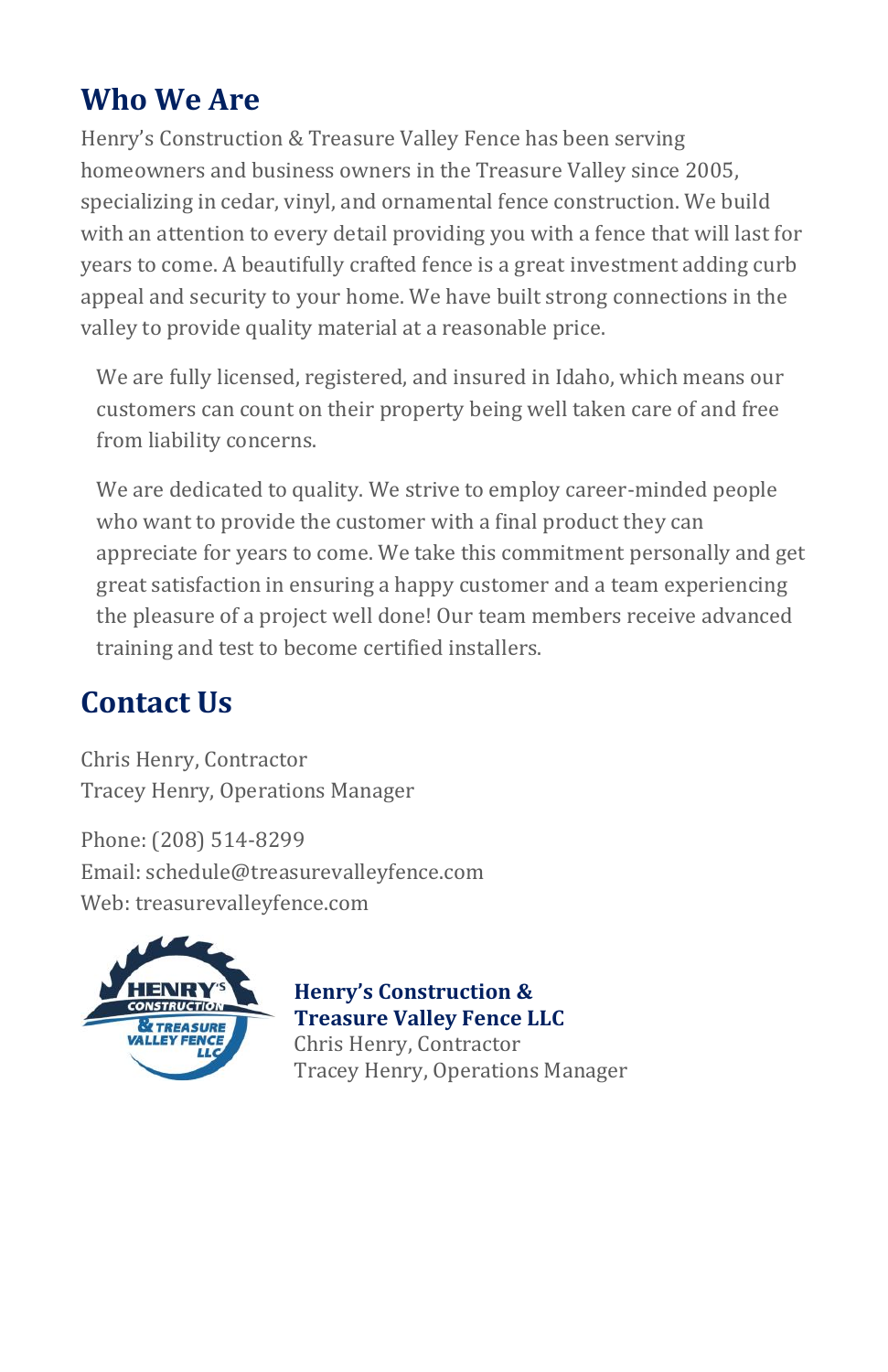## Who We Are

Henry's Construction & Treasure Valley Fence has been serving homeowners and business owners in the Treasure Valley since 2005, specializing in cedar, vinyl, and ornamental fence construction. We build with an attention to every detail providing you with a fence that will last for years to come. A beautifully crafted fence is a great investment adding curb appeal and security to your home. We have built strong connections in the valley to provide quality material at a reasonable price.

We are fully licensed, registered, and insured in Idaho, which means our customers can count on their property being well taken care of and free from liability concerns.

We are dedicated to quality. We strive to employ career-minded people who want to provide the customer with a final product they can appreciate for years to come. We take this commitment personally and get great satisfaction in ensuring a happy customer and a team experiencing the pleasure of a project well done! Our team members receive advanced training and test to become certified installers.

## Contact Us

Chris Henry, Contractor
Tracey Henry, Operations Manager

Phone: (208) 514-8299
Email: schedule@treasurevalleyfence.com
Web: treasurevalleyfence.com

**Henry's Construction & Treasure Valley Fence LLC**
Chris Henry, Contractor
Tracey Henry, Operations Manager